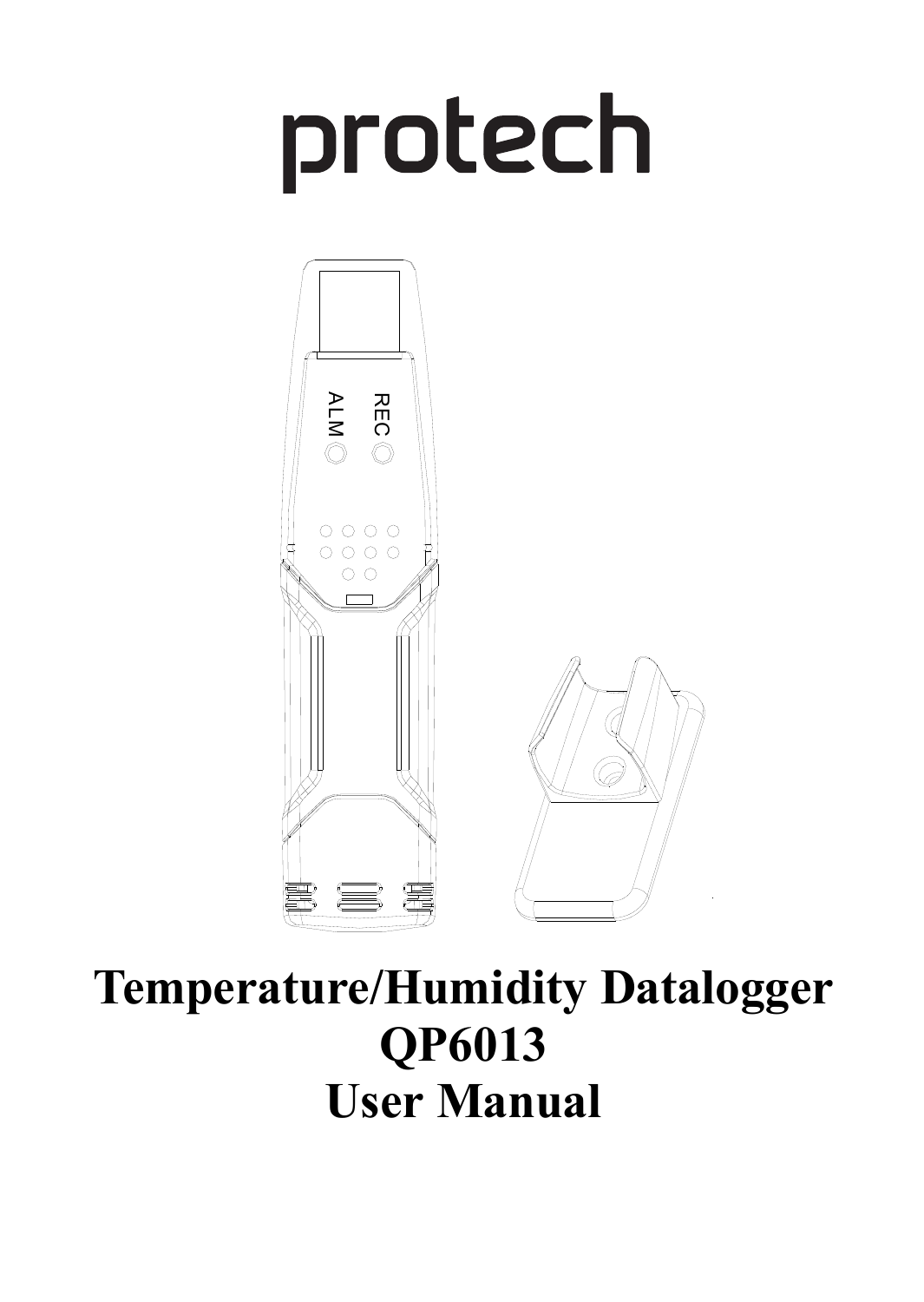protech

# Temperature/Humidity Datalogger QP6013 User Manual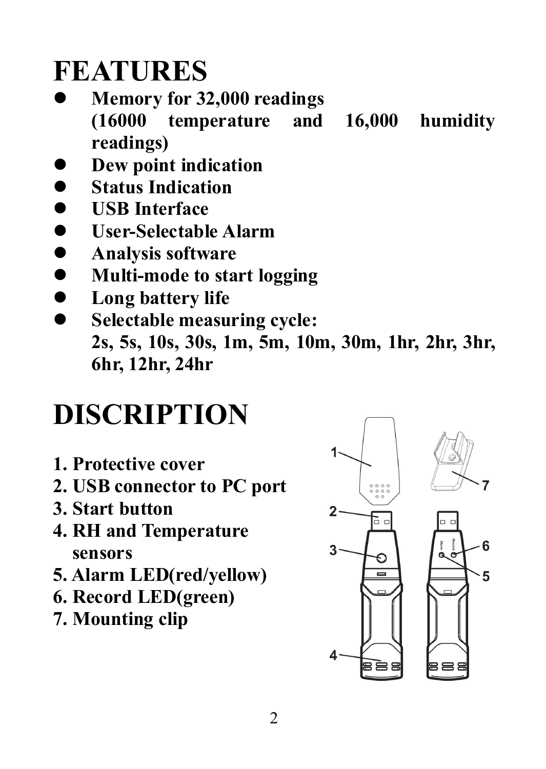# FEATURES

- **Memory for 32,000 readings (16000 temperature and 16,000 humidity readings)**
- **Dew point indication**
- **Status Indication**
- **USB Interface**
- **User-Selectable Alarm**
- **Analysis software**
- **Multi-mode to start logging**
- **Long battery life**
- **Selectable measuring cycle: 2s, 5s, 10s, 30s, 1m, 5m, 10m, 30m, 1hr, 2hr, 3hr, 6hr, 12hr, 24hr**

# DISCRIPTION

1. **Protective cover**
2. **USB connector to PC port**
3. **Start button**
4. **RH and Temperature sensors**
5. **Alarm LED(red/yellow)**
6. **Record LED(green)**
7. **Mounting clip**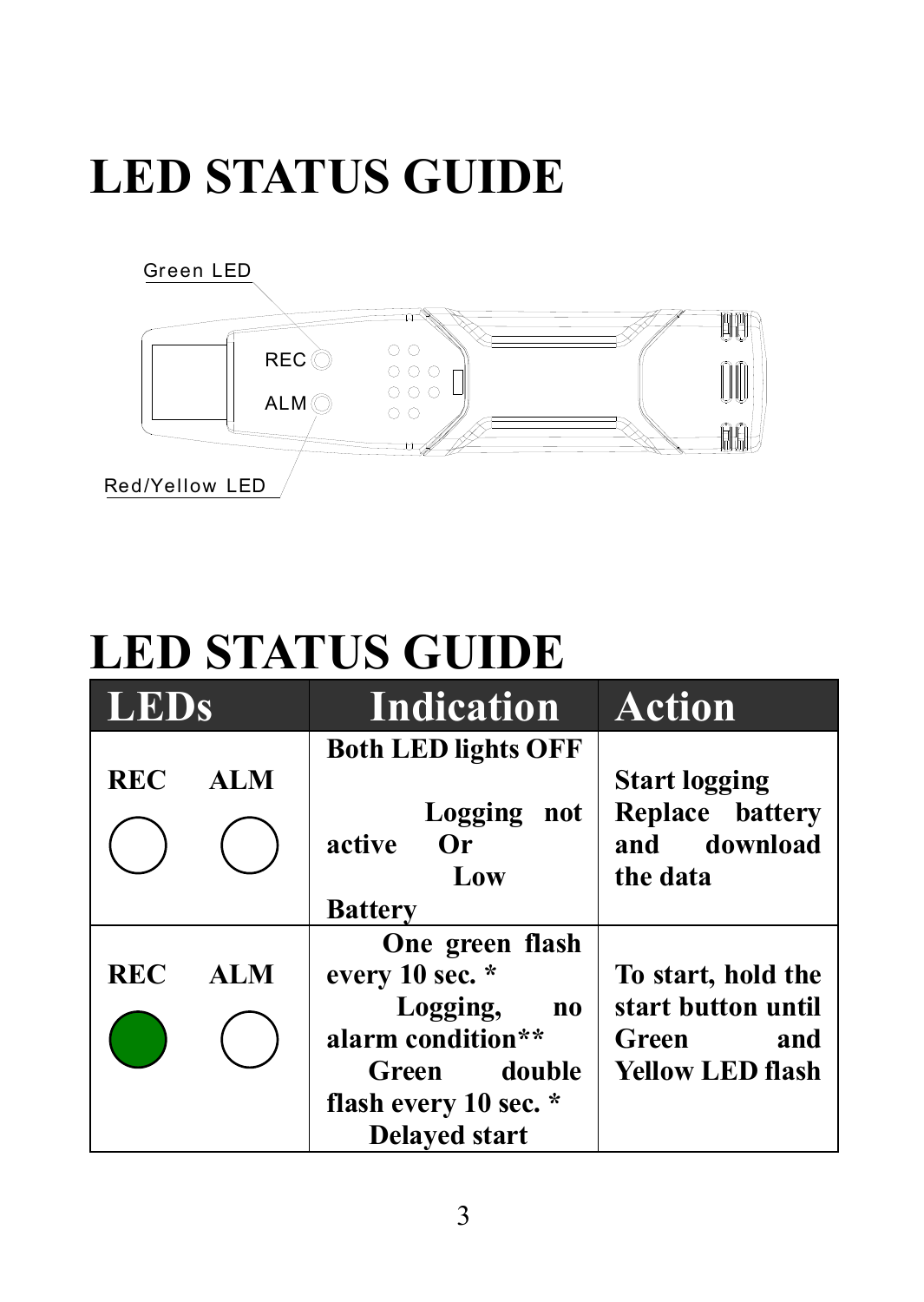# LED STATUS GUIDE

Green LED

REC

ALM

Red/Yellow LED

# LED STATUS GUIDE

| LEDs | Indication | Action |
|---|---|---|
| REC ALM | Both LED lights OFF<br><br>Logging not active Or<br>Low Battery | Start logging<br>Replace battery and download the data |
| REC ALM | One green flash every 10 sec. *<br>Logging, no alarm condition**<br>Green double flash every 10 sec. *<br>Delayed start | To start, hold the start button until Green and Yellow LED flash |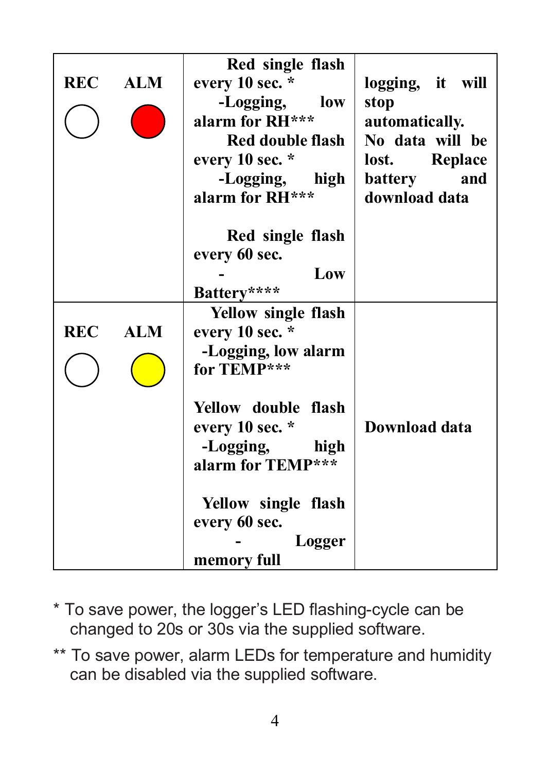| | | |
|---|---|---|
| REC ALM (REC: off, ALM: red) | Red single flash every 10 sec. * -Logging, low alarm for RH*** Red double flash every 10 sec. * -Logging, high alarm for RH*** Red single flash every 60 sec. - Low Battery**** | logging, it will stop automatically. No data will be lost. Replace battery and download data |
| REC ALM (REC: off, ALM: yellow) | Yellow single flash every 10 sec. * -Logging, low alarm for TEMP*** Yellow double flash every 10 sec. * -Logging, high alarm for TEMP*** Yellow single flash every 60 sec. - Logger memory full | Download data |

* To save power, the logger's LED flashing-cycle can be changed to 20s or 30s via the supplied software.

** To save power, alarm LEDs for temperature and humidity can be disabled via the supplied software.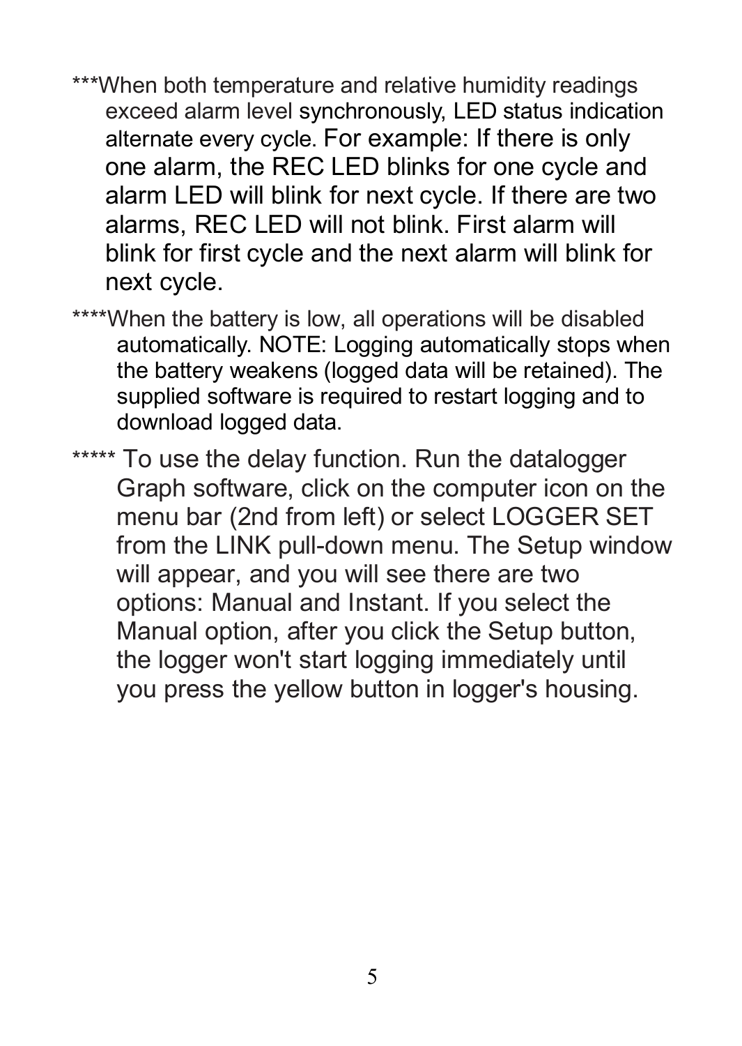***When both temperature and relative humidity readings exceed alarm level synchronously, LED status indication alternate every cycle. For example: If there is only one alarm, the REC LED blinks for one cycle and alarm LED will blink for next cycle. If there are two alarms, REC LED will not blink. First alarm will blink for first cycle and the next alarm will blink for next cycle.

****When the battery is low, all operations will be disabled automatically. NOTE: Logging automatically stops when the battery weakens (logged data will be retained). The supplied software is required to restart logging and to download logged data.

***** To use the delay function. Run the datalogger Graph software, click on the computer icon on the menu bar (2nd from left) or select LOGGER SET from the LINK pull-down menu. The Setup window will appear, and you will see there are two options: Manual and Instant. If you select the Manual option, after you click the Setup button, the logger won't start logging immediately until you press the yellow button in logger's housing.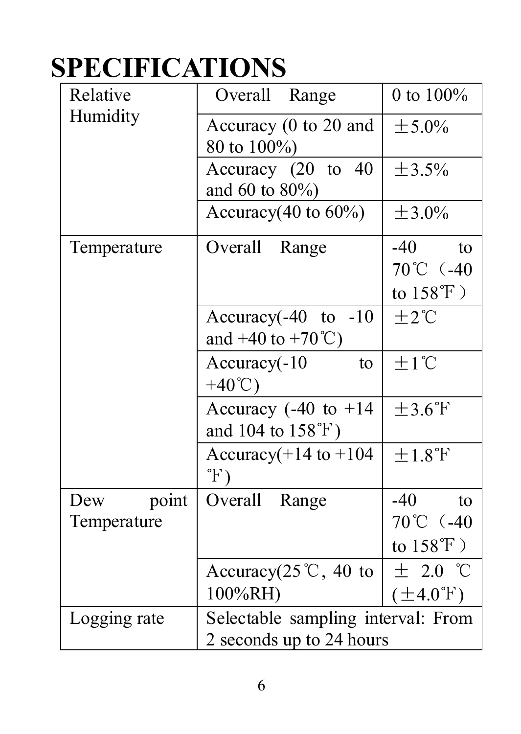# SPECIFICATIONS

| Relative Humidity | Overall Range | 0 to 100% |
|---|---|---|
| | Accuracy (0 to 20 and 80 to 100%) | ±5.0% |
| | Accuracy (20 to 40 and 60 to 80%) | ±3.5% |
| | Accuracy(40 to 60%) | ±3.0% |
| Temperature | Overall Range | -40 to 70℃（-40 to 158℉） |
| | Accuracy(-40 to -10 and +40 to +70℃) | ±2℃ |
| | Accuracy(-10 to +40℃) | ±1℃ |
| | Accuracy (-40 to +14 and 104 to 158℉) | ±3.6℉ |
| | Accuracy(+14 to +104 ℉) | ±1.8℉ |
| Dew point Temperature | Overall Range | -40 to 70℃（-40 to 158℉） |
| | Accuracy(25℃, 40 to 100%RH) | ± 2.0 ℃ (±4.0℉) |
| Logging rate | Selectable sampling interval: From 2 seconds up to 24 hours | |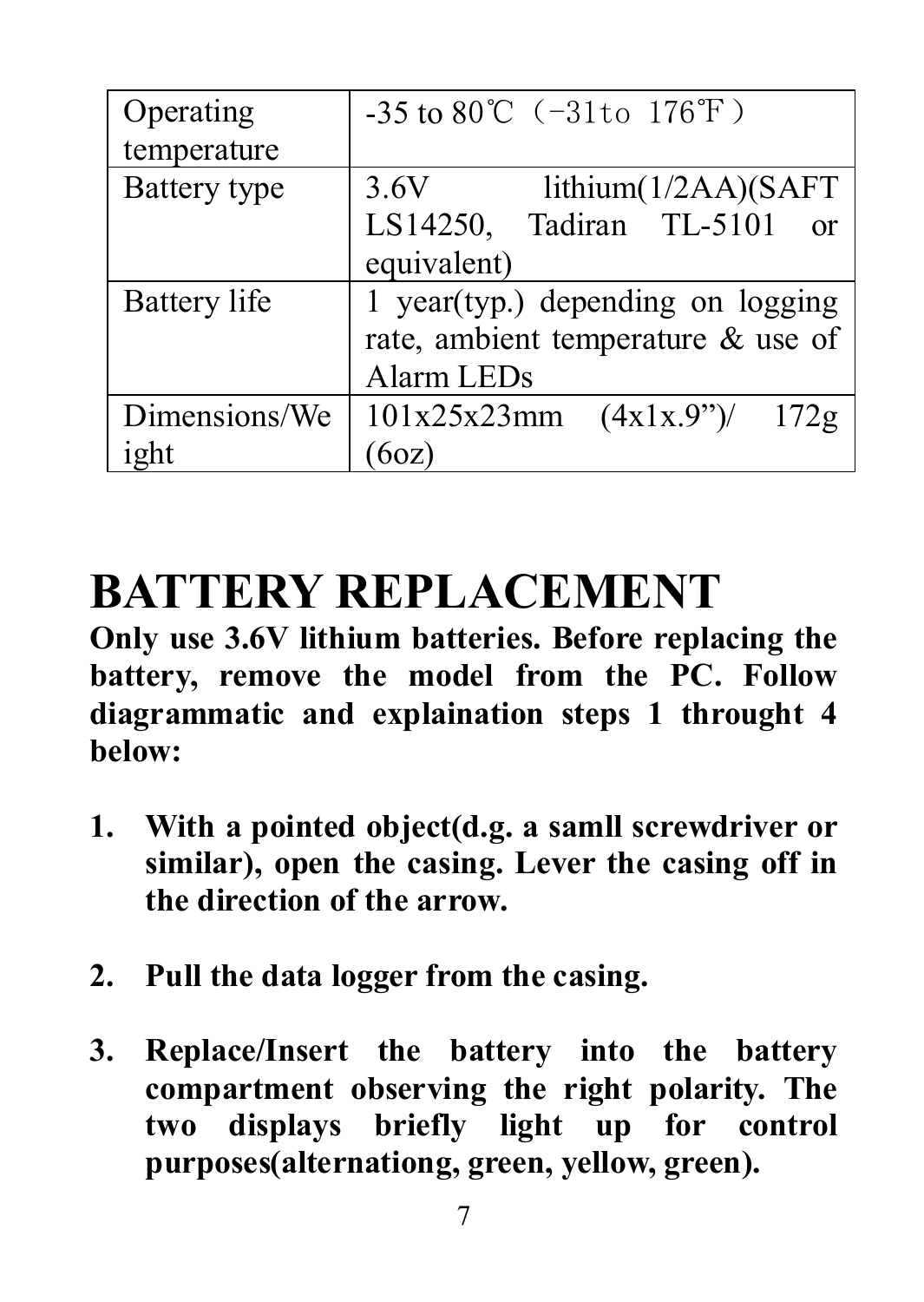| Operating temperature | -35 to 80℃（-31to 176℉） |
|---|---|
| Battery type | 3.6V lithium(1/2AA)(SAFT LS14250, Tadiran TL-5101 or equivalent) |
| Battery life | 1 year(typ.) depending on logging rate, ambient temperature & use of Alarm LEDs |
| Dimensions/Weight | 101x25x23mm (4x1x.9")/ 172g (6oz) |

# BATTERY REPLACEMENT

**Only use 3.6V lithium batteries. Before replacing the battery, remove the model from the PC. Follow diagrammatic and explaination steps 1 throught 4 below:**

1. **With a pointed object(d.g. a samll screwdriver or similar), open the casing. Lever the casing off in the direction of the arrow.**

2. **Pull the data logger from the casing.**

3. **Replace/Insert the battery into the battery compartment observing the right polarity. The two displays briefly light up for control purposes(alternationg, green, yellow, green).**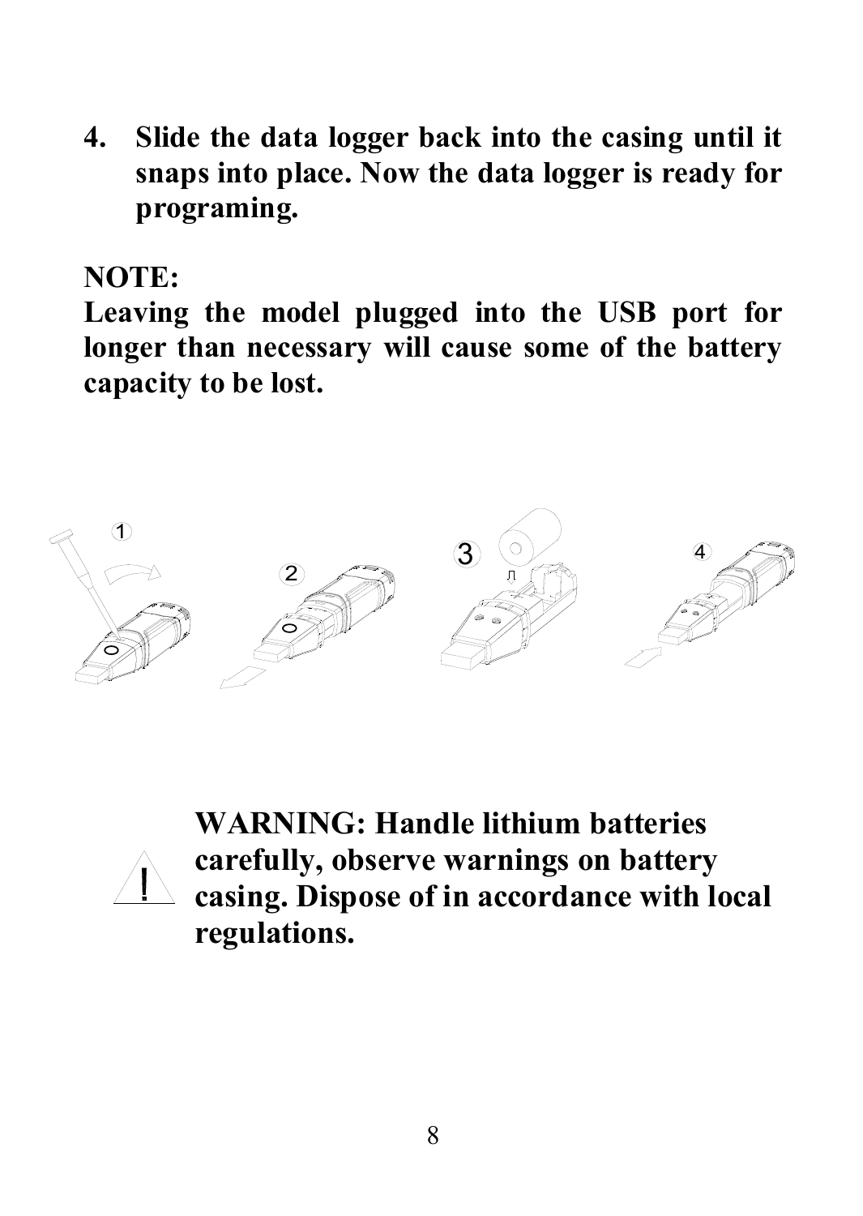4. **Slide the data logger back into the casing until it snaps into place. Now the data logger is ready for programing.**

**NOTE:**
**Leaving the model plugged into the USB port for longer than necessary will cause some of the battery capacity to be lost.**

**WARNING: Handle lithium batteries carefully, observe warnings on battery casing. Dispose of in accordance with local regulations.**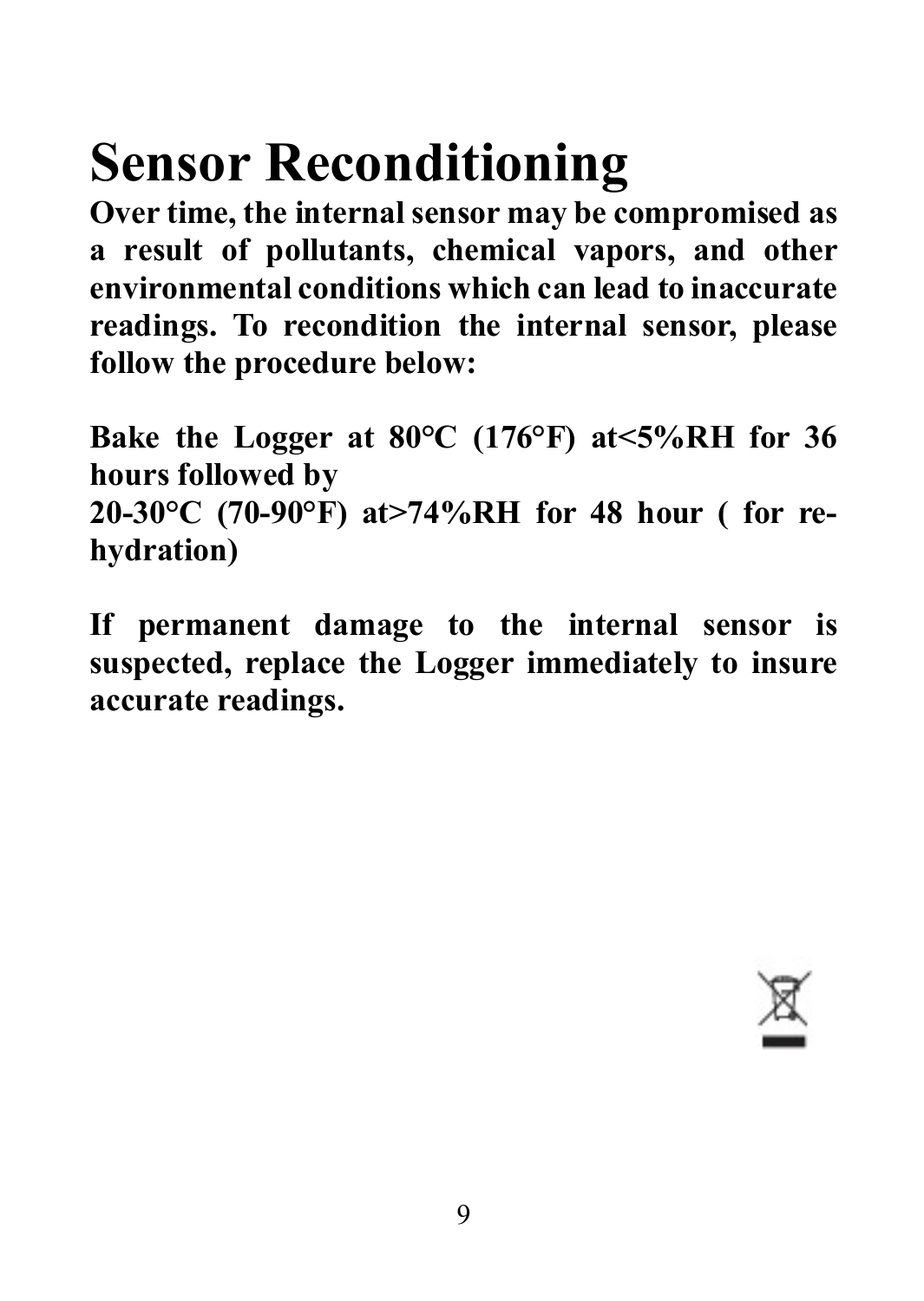# Sensor Reconditioning

**Over time, the internal sensor may be compromised as a result of pollutants, chemical vapors, and other environmental conditions which can lead to inaccurate readings. To recondition the internal sensor, please follow the procedure below:**

**Bake the Logger at 80°C (176°F) at<5%RH for 36 hours followed by**
**20-30°C (70-90°F) at>74%RH for 48 hour ( for re-hydration)**

**If permanent damage to the internal sensor is suspected, replace the Logger immediately to insure accurate readings.**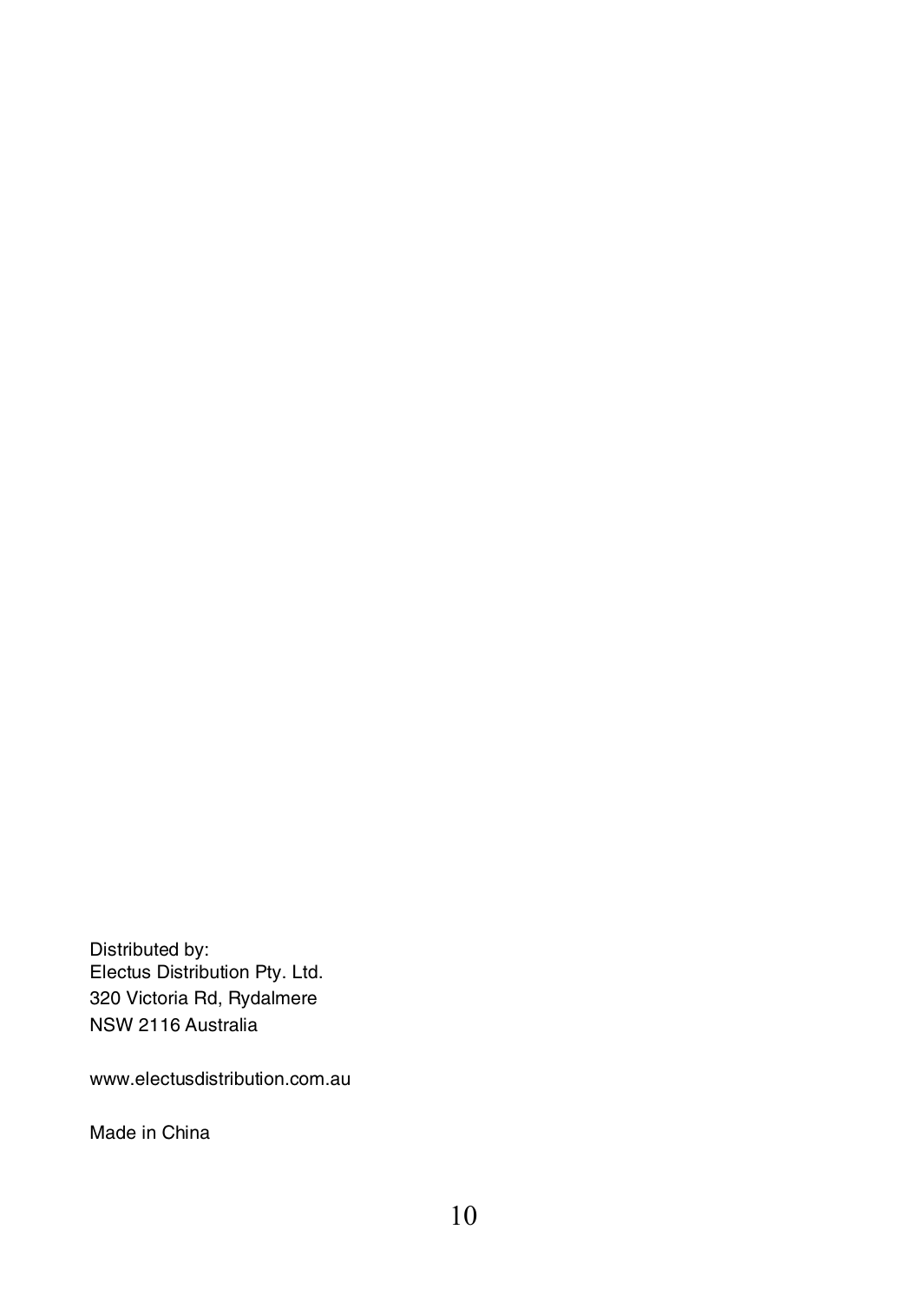Distributed by:
Electus Distribution Pty. Ltd.
320 Victoria Rd, Rydalmere
NSW 2116 Australia

www.electusdistribution.com.au

Made in China